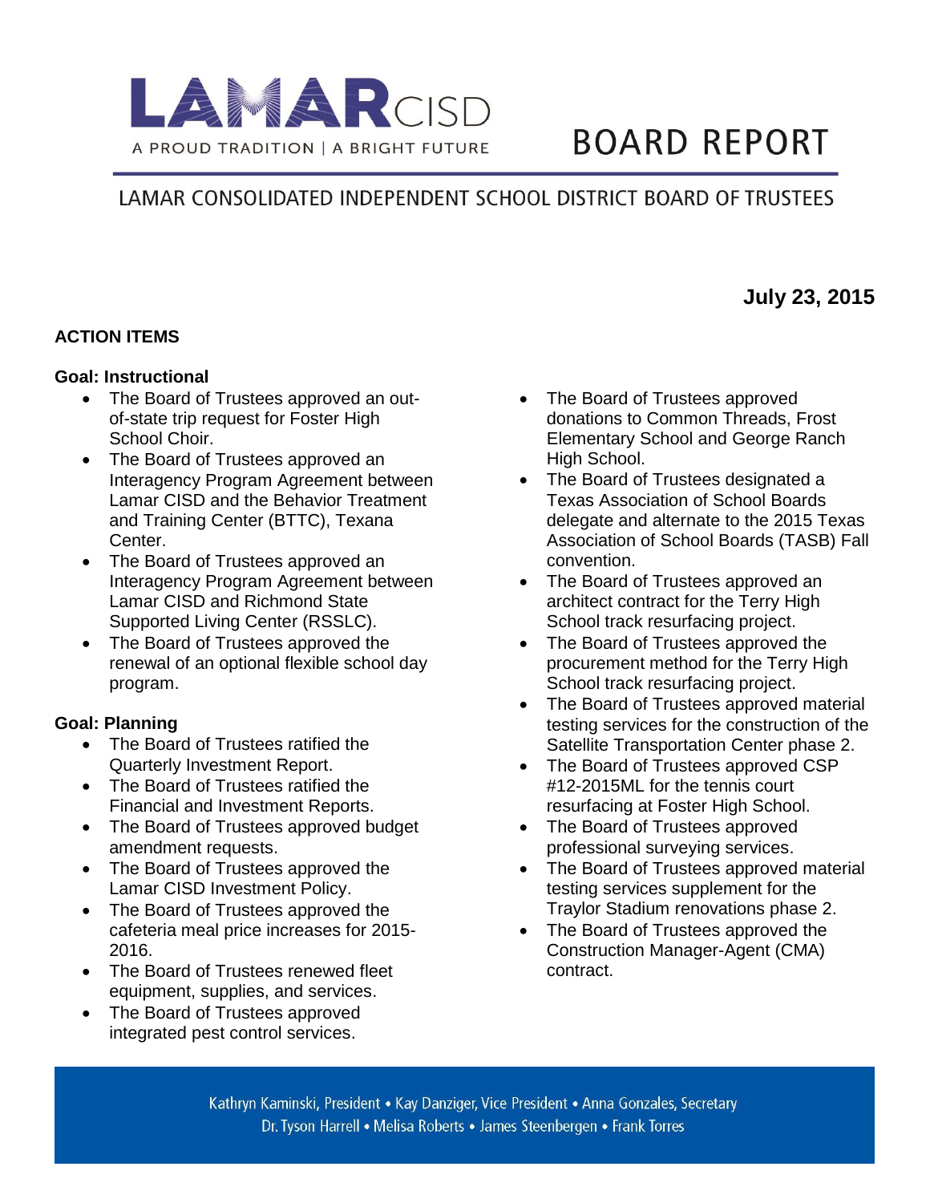LAMAR CISD

A PROUD TRADITION | A BRIGHT FUTURE

# BOARD REPORT

LAMAR CONSOLIDATED INDEPENDENT SCHOOL DISTRICT BOARD OF TRUSTEES

**July 23, 2015**

## ACTION ITEMS

### Goal: Instructional

- The Board of Trustees approved an out-of-state trip request for Foster High School Choir.
- The Board of Trustees approved an Interagency Program Agreement between Lamar CISD and the Behavior Treatment and Training Center (BTTC), Texana Center.
- The Board of Trustees approved an Interagency Program Agreement between Lamar CISD and Richmond State Supported Living Center (RSSLC).
- The Board of Trustees approved the renewal of an optional flexible school day program.

### Goal: Planning

- The Board of Trustees ratified the Quarterly Investment Report.
- The Board of Trustees ratified the Financial and Investment Reports.
- The Board of Trustees approved budget amendment requests.
- The Board of Trustees approved the Lamar CISD Investment Policy.
- The Board of Trustees approved the cafeteria meal price increases for 2015-2016.
- The Board of Trustees renewed fleet equipment, supplies, and services.
- The Board of Trustees approved integrated pest control services.
- The Board of Trustees approved donations to Common Threads, Frost Elementary School and George Ranch High School.
- The Board of Trustees designated a Texas Association of School Boards delegate and alternate to the 2015 Texas Association of School Boards (TASB) Fall convention.
- The Board of Trustees approved an architect contract for the Terry High School track resurfacing project.
- The Board of Trustees approved the procurement method for the Terry High School track resurfacing project.
- The Board of Trustees approved material testing services for the construction of the Satellite Transportation Center phase 2.
- The Board of Trustees approved CSP #12-2015ML for the tennis court resurfacing at Foster High School.
- The Board of Trustees approved professional surveying services.
- The Board of Trustees approved material testing services supplement for the Traylor Stadium renovations phase 2.
- The Board of Trustees approved the Construction Manager-Agent (CMA) contract.

Kathryn Kaminski, President • Kay Danziger, Vice President • Anna Gonzales, Secretary
Dr. Tyson Harrell • Melisa Roberts • James Steenbergen • Frank Torres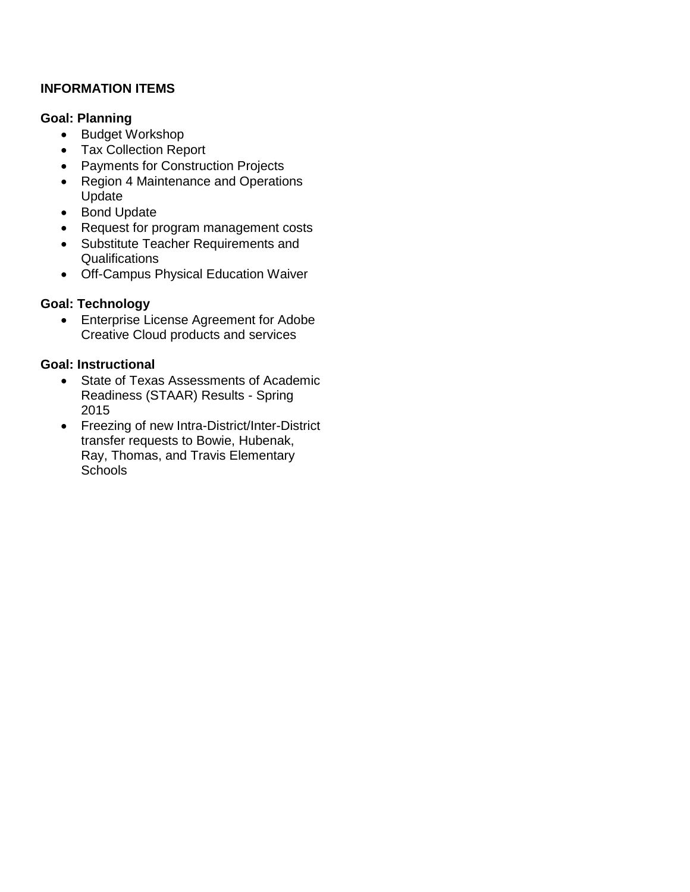**INFORMATION ITEMS**

**Goal: Planning**

- Budget Workshop
- Tax Collection Report
- Payments for Construction Projects
- Region 4 Maintenance and Operations Update
- Bond Update
- Request for program management costs
- Substitute Teacher Requirements and Qualifications
- Off-Campus Physical Education Waiver

**Goal: Technology**

- Enterprise License Agreement for Adobe Creative Cloud products and services

**Goal: Instructional**

- State of Texas Assessments of Academic Readiness (STAAR) Results - Spring 2015
- Freezing of new Intra-District/Inter-District transfer requests to Bowie, Hubenak, Ray, Thomas, and Travis Elementary Schools